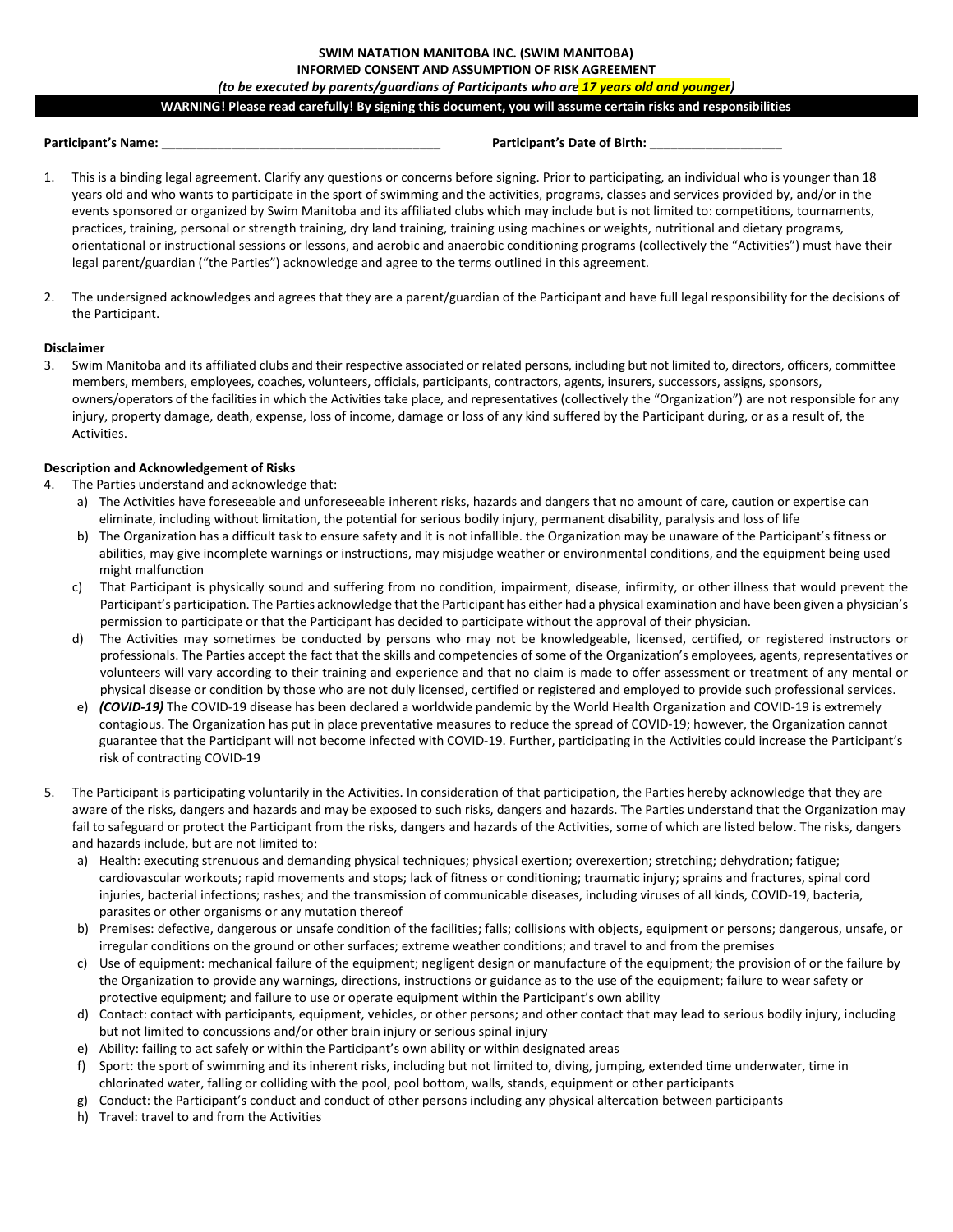**SWIM NATATION MANITOBA INC. (SWIM MANITOBA)**
**INFORMED CONSENT AND ASSUMPTION OF RISK AGREEMENT**
***(to be executed by parents/guardians of Participants who are 17 years old and younger)***

**WARNING! Please read carefully! By signing this document, you will assume certain risks and responsibilities**

**Participant's Name: ________________________________________** **Participant's Date of Birth: ___________________**

1. This is a binding legal agreement. Clarify any questions or concerns before signing. Prior to participating, an individual who is younger than 18 years old and who wants to participate in the sport of swimming and the activities, programs, classes and services provided by, and/or in the events sponsored or organized by Swim Manitoba and its affiliated clubs which may include but is not limited to: competitions, tournaments, practices, training, personal or strength training, dry land training, training using machines or weights, nutritional and dietary programs, orientational or instructional sessions or lessons, and aerobic and anaerobic conditioning programs (collectively the "Activities") must have their legal parent/guardian ("the Parties") acknowledge and agree to the terms outlined in this agreement.

2. The undersigned acknowledges and agrees that they are a parent/guardian of the Participant and have full legal responsibility for the decisions of the Participant.

**Disclaimer**

3. Swim Manitoba and its affiliated clubs and their respective associated or related persons, including but not limited to, directors, officers, committee members, members, employees, coaches, volunteers, officials, participants, contractors, agents, insurers, successors, assigns, sponsors, owners/operators of the facilities in which the Activities take place, and representatives (collectively the "Organization") are not responsible for any injury, property damage, death, expense, loss of income, damage or loss of any kind suffered by the Participant during, or as a result of, the Activities.

**Description and Acknowledgement of Risks**

4. The Parties understand and acknowledge that:
   a) The Activities have foreseeable and unforeseeable inherent risks, hazards and dangers that no amount of care, caution or expertise can eliminate, including without limitation, the potential for serious bodily injury, permanent disability, paralysis and loss of life
   b) The Organization has a difficult task to ensure safety and it is not infallible. the Organization may be unaware of the Participant's fitness or abilities, may give incomplete warnings or instructions, may misjudge weather or environmental conditions, and the equipment being used might malfunction
   c) That Participant is physically sound and suffering from no condition, impairment, disease, infirmity, or other illness that would prevent the Participant's participation. The Parties acknowledge that the Participant has either had a physical examination and have been given a physician's permission to participate or that the Participant has decided to participate without the approval of their physician.
   d) The Activities may sometimes be conducted by persons who may not be knowledgeable, licensed, certified, or registered instructors or professionals. The Parties accept the fact that the skills and competencies of some of the Organization's employees, agents, representatives or volunteers will vary according to their training and experience and that no claim is made to offer assessment or treatment of any mental or physical disease or condition by those who are not duly licensed, certified or registered and employed to provide such professional services.
   e) ***(COVID-19)*** The COVID-19 disease has been declared a worldwide pandemic by the World Health Organization and COVID-19 is extremely contagious. The Organization has put in place preventative measures to reduce the spread of COVID-19; however, the Organization cannot guarantee that the Participant will not become infected with COVID-19. Further, participating in the Activities could increase the Participant's risk of contracting COVID-19

5. The Participant is participating voluntarily in the Activities. In consideration of that participation, the Parties hereby acknowledge that they are aware of the risks, dangers and hazards and may be exposed to such risks, dangers and hazards. The Parties understand that the Organization may fail to safeguard or protect the Participant from the risks, dangers and hazards of the Activities, some of which are listed below. The risks, dangers and hazards include, but are not limited to:
   a) Health: executing strenuous and demanding physical techniques; physical exertion; overexertion; stretching; dehydration; fatigue; cardiovascular workouts; rapid movements and stops; lack of fitness or conditioning; traumatic injury; sprains and fractures, spinal cord injuries, bacterial infections; rashes; and the transmission of communicable diseases, including viruses of all kinds, COVID-19, bacteria, parasites or other organisms or any mutation thereof
   b) Premises: defective, dangerous or unsafe condition of the facilities; falls; collisions with objects, equipment or persons; dangerous, unsafe, or irregular conditions on the ground or other surfaces; extreme weather conditions; and travel to and from the premises
   c) Use of equipment: mechanical failure of the equipment; negligent design or manufacture of the equipment; the provision of or the failure by the Organization to provide any warnings, directions, instructions or guidance as to the use of the equipment; failure to wear safety or protective equipment; and failure to use or operate equipment within the Participant's own ability
   d) Contact: contact with participants, equipment, vehicles, or other persons; and other contact that may lead to serious bodily injury, including but not limited to concussions and/or other brain injury or serious spinal injury
   e) Ability: failing to act safely or within the Participant's own ability or within designated areas
   f) Sport: the sport of swimming and its inherent risks, including but not limited to, diving, jumping, extended time underwater, time in chlorinated water, falling or colliding with the pool, pool bottom, walls, stands, equipment or other participants
   g) Conduct: the Participant's conduct and conduct of other persons including any physical altercation between participants
   h) Travel: travel to and from the Activities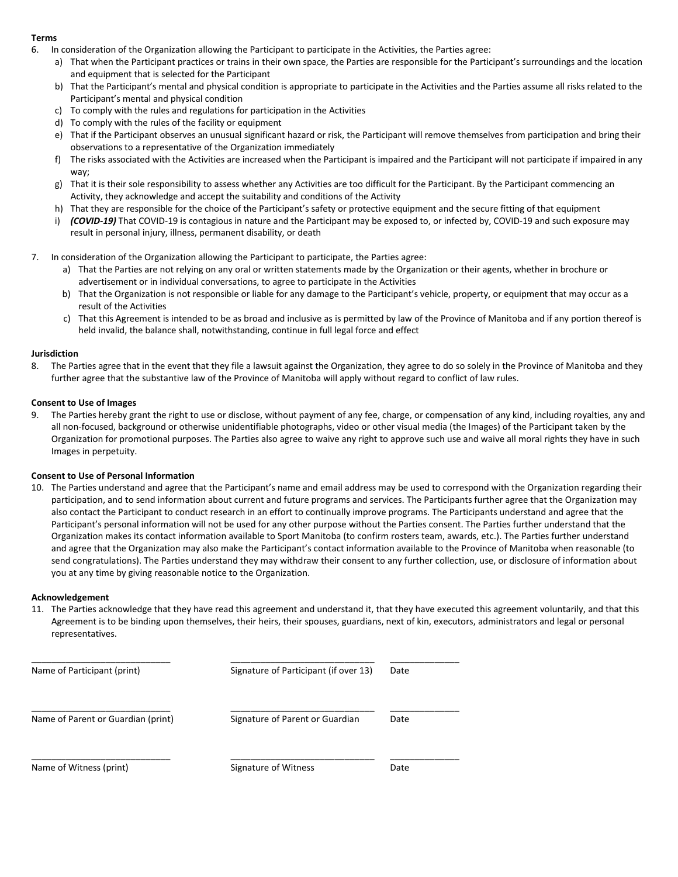**Terms**

6. In consideration of the Organization allowing the Participant to participate in the Activities, the Parties agree:
   a) That when the Participant practices or trains in their own space, the Parties are responsible for the Participant's surroundings and the location and equipment that is selected for the Participant
   b) That the Participant's mental and physical condition is appropriate to participate in the Activities and the Parties assume all risks related to the Participant's mental and physical condition
   c) To comply with the rules and regulations for participation in the Activities
   d) To comply with the rules of the facility or equipment
   e) That if the Participant observes an unusual significant hazard or risk, the Participant will remove themselves from participation and bring their observations to a representative of the Organization immediately
   f) The risks associated with the Activities are increased when the Participant is impaired and the Participant will not participate if impaired in any way;
   g) That it is their sole responsibility to assess whether any Activities are too difficult for the Participant. By the Participant commencing an Activity, they acknowledge and accept the suitability and conditions of the Activity
   h) That they are responsible for the choice of the Participant's safety or protective equipment and the secure fitting of that equipment
   i) ***(COVID-19)*** That COVID-19 is contagious in nature and the Participant may be exposed to, or infected by, COVID-19 and such exposure may result in personal injury, illness, permanent disability, or death

7. In consideration of the Organization allowing the Participant to participate, the Parties agree:
   a) That the Parties are not relying on any oral or written statements made by the Organization or their agents, whether in brochure or advertisement or in individual conversations, to agree to participate in the Activities
   b) That the Organization is not responsible or liable for any damage to the Participant's vehicle, property, or equipment that may occur as a result of the Activities
   c) That this Agreement is intended to be as broad and inclusive as is permitted by law of the Province of Manitoba and if any portion thereof is held invalid, the balance shall, notwithstanding, continue in full legal force and effect

**Jurisdiction**

8. The Parties agree that in the event that they file a lawsuit against the Organization, they agree to do so solely in the Province of Manitoba and they further agree that the substantive law of the Province of Manitoba will apply without regard to conflict of law rules.

**Consent to Use of Images**

9. The Parties hereby grant the right to use or disclose, without payment of any fee, charge, or compensation of any kind, including royalties, any and all non-focused, background or otherwise unidentifiable photographs, video or other visual media (the Images) of the Participant taken by the Organization for promotional purposes. The Parties also agree to waive any right to approve such use and waive all moral rights they have in such Images in perpetuity.

**Consent to Use of Personal Information**

10. The Parties understand and agree that the Participant's name and email address may be used to correspond with the Organization regarding their participation, and to send information about current and future programs and services. The Participants further agree that the Organization may also contact the Participant to conduct research in an effort to continually improve programs. The Participants understand and agree that the Participant's personal information will not be used for any other purpose without the Parties consent. The Parties further understand that the Organization makes its contact information available to Sport Manitoba (to confirm rosters team, awards, etc.). The Parties further understand and agree that the Organization may also make the Participant's contact information available to the Province of Manitoba when reasonable (to send congratulations). The Parties understand they may withdraw their consent to any further collection, use, or disclosure of information about you at any time by giving reasonable notice to the Organization.

**Acknowledgement**

11. The Parties acknowledge that they have read this agreement and understand it, that they have executed this agreement voluntarily, and that this Agreement is to be binding upon themselves, their heirs, their spouses, guardians, next of kin, executors, administrators and legal or personal representatives.

| | | |
|---|---|---|
| ____________________________ | ____________________________ | ______________ |
| Name of Participant (print) | Signature of Participant (if over 13) | Date |
| ____________________________ | ____________________________ | ______________ |
| Name of Parent or Guardian (print) | Signature of Parent or Guardian | Date |
| ____________________________ | ____________________________ | ______________ |
| Name of Witness (print) | Signature of Witness | Date |